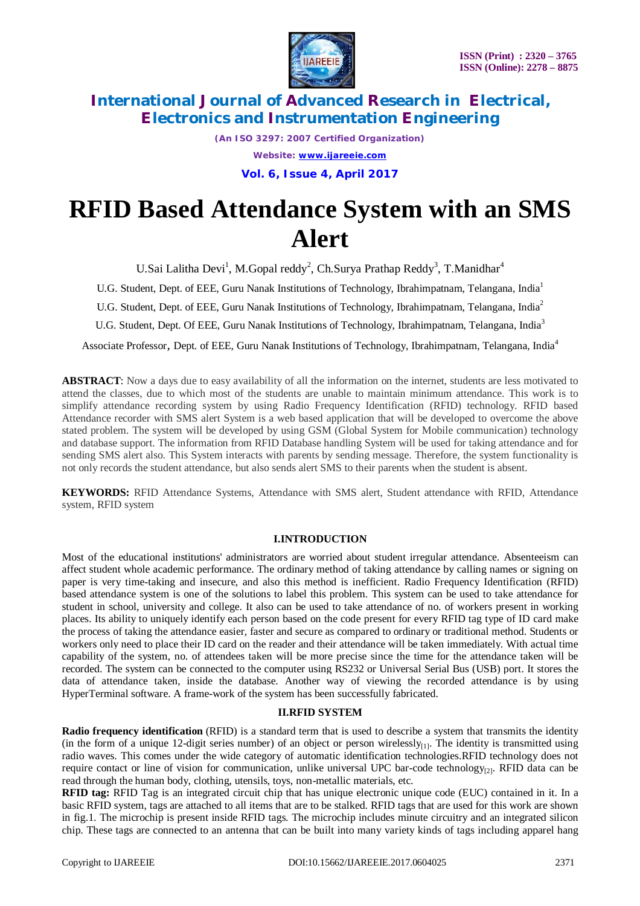# RFID Based Attendance System with an SMS Alert

U.Sai Lalitha Devi[1], M.Gopal reddy[2], Ch.Surya Prathap Reddy[3], T.Manidhar[4]

U.G. Student, Dept. of EEE, Guru Nanak Institutions of Technology, Ibrahimpatnam, Telangana, India[1]

U.G. Student, Dept. of EEE, Guru Nanak Institutions of Technology, Ibrahimpatnam, Telangana, India[2]

U.G. Student, Dept. Of EEE, Guru Nanak Institutions of Technology, Ibrahimpatnam, Telangana, India[3]

Associate Professor, Dept. of EEE, Guru Nanak Institutions of Technology, Ibrahimpatnam, Telangana, India[4]

**ABSTRACT**: Now a days due to easy availability of all the information on the internet, students are less motivated to attend the classes, due to which most of the students are unable to maintain minimum attendance. This work is to simplify attendance recording system by using Radio Frequency Identification (RFID) technology. RFID based Attendance recorder with SMS alert System is a web based application that will be developed to overcome the above stated problem. The system will be developed by using GSM (Global System for Mobile communication) technology and database support. The information from RFID Database handling System will be used for taking attendance and for sending SMS alert also. This System interacts with parents by sending message. Therefore, the system functionality is not only records the student attendance, but also sends alert SMS to their parents when the student is absent.

**KEYWORDS:** RFID Attendance Systems, Attendance with SMS alert, Student attendance with RFID, Attendance system, RFID system

## I.INTRODUCTION

Most of the educational institutions' administrators are worried about student irregular attendance. Absenteeism can affect student whole academic performance. The ordinary method of taking attendance by calling names or signing on paper is very time-taking and insecure, and also this method is inefficient. Radio Frequency Identification (RFID) based attendance system is one of the solutions to label this problem. This system can be used to take attendance for student in school, university and college. It also can be used to take attendance of no. of workers present in working places. Its ability to uniquely identify each person based on the code present for every RFID tag type of ID card make the process of taking the attendance easier, faster and secure as compared to ordinary or traditional method. Students or workers only need to place their ID card on the reader and their attendance will be taken immediately. With actual time capability of the system, no. of attendees taken will be more precise since the time for the attendance taken will be recorded. The system can be connected to the computer using RS232 or Universal Serial Bus (USB) port. It stores the data of attendance taken, inside the database. Another way of viewing the recorded attendance is by using HyperTerminal software. A frame-work of the system has been successfully fabricated.

## II.RFID SYSTEM

**Radio frequency identification** (RFID) is a standard term that is used to describe a system that transmits the identity (in the form of a unique 12-digit series number) of an object or person wirelessly[1]. The identity is transmitted using radio waves. This comes under the wide category of automatic identification technologies.RFID technology does not require contact or line of vision for communication, unlike universal UPC bar-code technology[2]. RFID data can be read through the human body, clothing, utensils, toys, non-metallic materials, etc.

**RFID tag:** RFID Tag is an integrated circuit chip that has unique electronic unique code (EUC) contained in it. In a basic RFID system, tags are attached to all items that are to be stalked. RFID tags that are used for this work are shown in fig.1. The microchip is present inside RFID tags. The microchip includes minute circuitry and an integrated silicon chip. These tags are connected to an antenna that can be built into many variety kinds of tags including apparel hang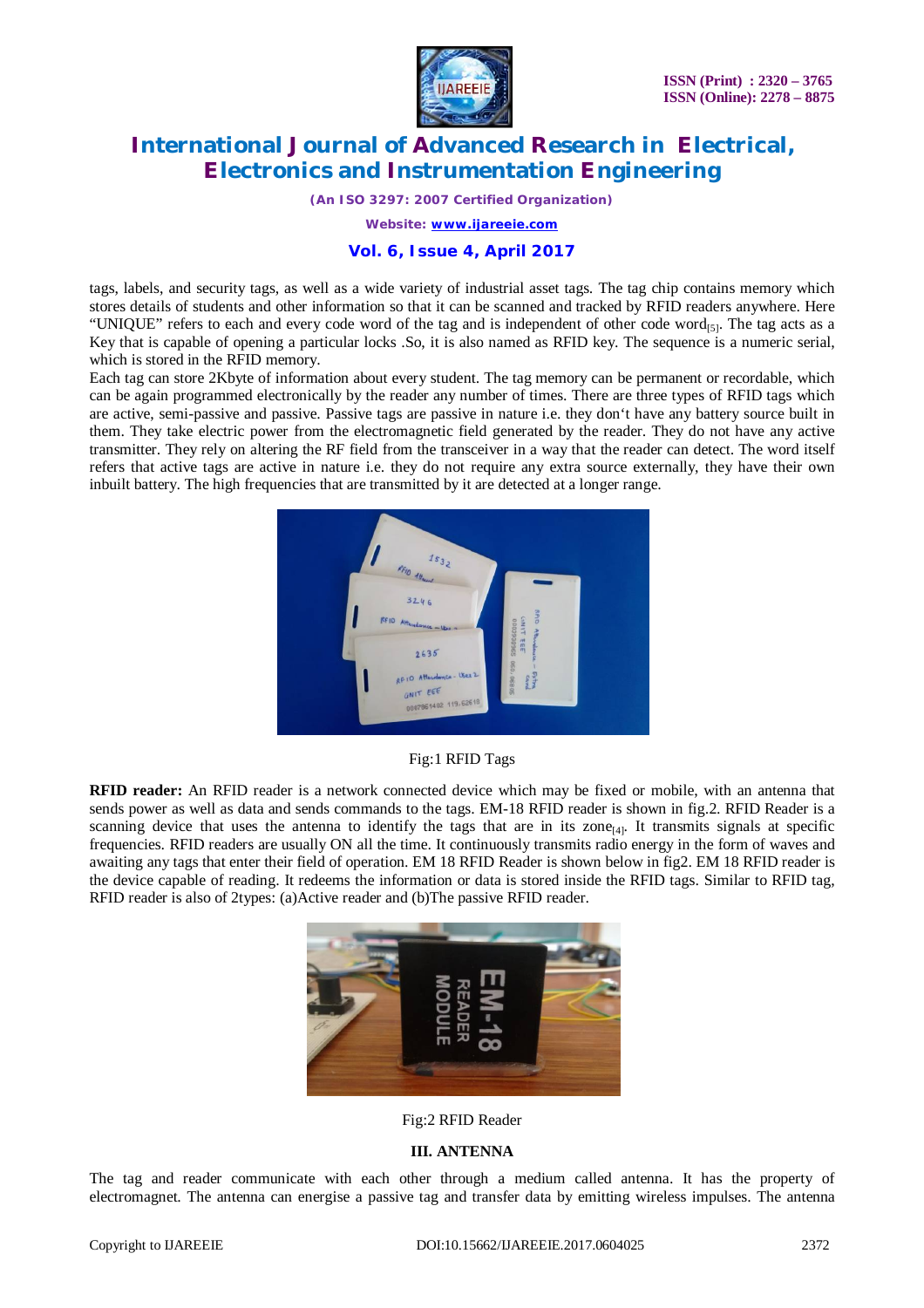tags, labels, and security tags, as well as a wide variety of industrial asset tags. The tag chip contains memory which stores details of students and other information so that it can be scanned and tracked by RFID readers anywhere. Here "UNIQUE" refers to each and every code word of the tag and is independent of other code word[5]. The tag acts as a Key that is capable of opening a particular locks .So, it is also named as RFID key. The sequence is a numeric serial, which is stored in the RFID memory.

Each tag can store 2Kbyte of information about every student. The tag memory can be permanent or recordable, which can be again programmed electronically by the reader any number of times. There are three types of RFID tags which are active, semi-passive and passive. Passive tags are passive in nature i.e. they don't have any battery source built in them. They take electric power from the electromagnetic field generated by the reader. They do not have any active transmitter. They rely on altering the RF field from the transceiver in a way that the reader can detect. The word itself refers that active tags are active in nature i.e. they do not require any extra source externally, they have their own inbuilt battery. The high frequencies that are transmitted by it are detected at a longer range.

Fig:1 RFID Tags

**RFID reader:** An RFID reader is a network connected device which may be fixed or mobile, with an antenna that sends power as well as data and sends commands to the tags. EM-18 RFID reader is shown in fig.2. RFID Reader is a scanning device that uses the antenna to identify the tags that are in its zone[4]. It transmits signals at specific frequencies. RFID readers are usually ON all the time. It continuously transmits radio energy in the form of waves and awaiting any tags that enter their field of operation. EM 18 RFID Reader is shown below in fig2. EM 18 RFID reader is the device capable of reading. It redeems the information or data is stored inside the RFID tags. Similar to RFID tag, RFID reader is also of 2types: (a)Active reader and (b)The passive RFID reader.

Fig:2 RFID Reader

### III. ANTENNA

The tag and reader communicate with each other through a medium called antenna. It has the property of electromagnet. The antenna can energise a passive tag and transfer data by emitting wireless impulses. The antenna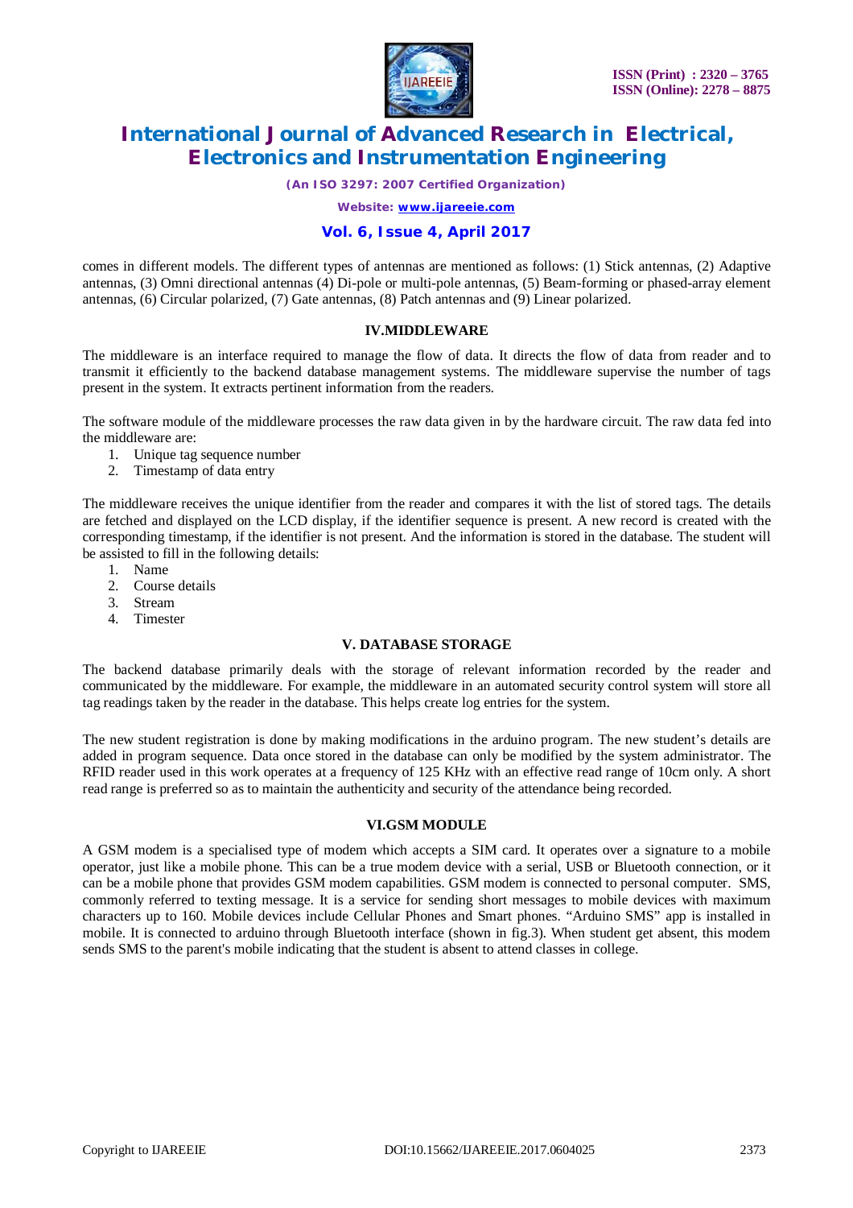comes in different models. The different types of antennas are mentioned as follows: (1) Stick antennas, (2) Adaptive antennas, (3) Omni directional antennas (4) Di-pole or multi-pole antennas, (5) Beam-forming or phased-array element antennas, (6) Circular polarized, (7) Gate antennas, (8) Patch antennas and (9) Linear polarized.

## IV.MIDDLEWARE

The middleware is an interface required to manage the flow of data. It directs the flow of data from reader and to transmit it efficiently to the backend database management systems. The middleware supervise the number of tags present in the system. It extracts pertinent information from the readers.

The software module of the middleware processes the raw data given in by the hardware circuit. The raw data fed into the middleware are:

1. Unique tag sequence number
2. Timestamp of data entry

The middleware receives the unique identifier from the reader and compares it with the list of stored tags. The details are fetched and displayed on the LCD display, if the identifier sequence is present. A new record is created with the corresponding timestamp, if the identifier is not present. And the information is stored in the database. The student will be assisted to fill in the following details:

1. Name
2. Course details
3. Stream
4. Timester

## V. DATABASE STORAGE

The backend database primarily deals with the storage of relevant information recorded by the reader and communicated by the middleware. For example, the middleware in an automated security control system will store all tag readings taken by the reader in the database. This helps create log entries for the system.

The new student registration is done by making modifications in the arduino program. The new student's details are added in program sequence. Data once stored in the database can only be modified by the system administrator. The RFID reader used in this work operates at a frequency of 125 KHz with an effective read range of 10cm only. A short read range is preferred so as to maintain the authenticity and security of the attendance being recorded.

## VI.GSM MODULE

A GSM modem is a specialised type of modem which accepts a SIM card. It operates over a signature to a mobile operator, just like a mobile phone. This can be a true modem device with a serial, USB or Bluetooth connection, or it can be a mobile phone that provides GSM modem capabilities. GSM modem is connected to personal computer. SMS, commonly referred to texting message. It is a service for sending short messages to mobile devices with maximum characters up to 160. Mobile devices include Cellular Phones and Smart phones. "Arduino SMS" app is installed in mobile. It is connected to arduino through Bluetooth interface (shown in fig.3). When student get absent, this modem sends SMS to the parent's mobile indicating that the student is absent to attend classes in college.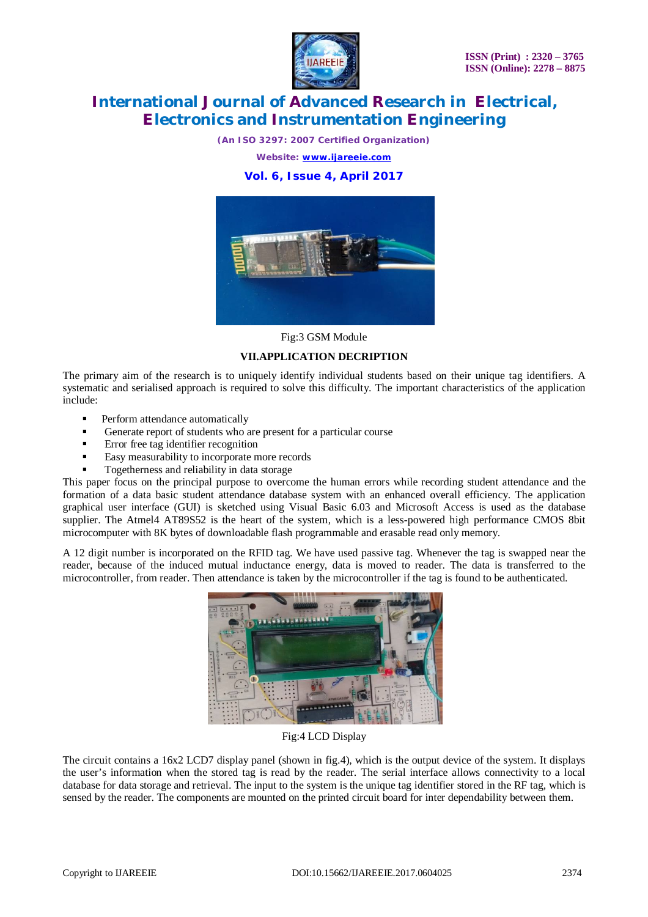Fig:3 GSM Module

## VII.APPLICATION DECRIPTION

The primary aim of the research is to uniquely identify individual students based on their unique tag identifiers. A systematic and serialised approach is required to solve this difficulty. The important characteristics of the application include:

- Perform attendance automatically
- Generate report of students who are present for a particular course
- Error free tag identifier recognition
- Easy measurability to incorporate more records
- Togetherness and reliability in data storage

This paper focus on the principal purpose to overcome the human errors while recording student attendance and the formation of a data basic student attendance database system with an enhanced overall efficiency. The application graphical user interface (GUI) is sketched using Visual Basic 6.03 and Microsoft Access is used as the database supplier. The Atmel4 AT89S52 is the heart of the system, which is a less-powered high performance CMOS 8bit microcomputer with 8K bytes of downloadable flash programmable and erasable read only memory.

A 12 digit number is incorporated on the RFID tag. We have used passive tag. Whenever the tag is swapped near the reader, because of the induced mutual inductance energy, data is moved to reader. The data is transferred to the microcontroller, from reader. Then attendance is taken by the microcontroller if the tag is found to be authenticated.

Fig:4 LCD Display

The circuit contains a 16x2 LCD7 display panel (shown in fig.4), which is the output device of the system. It displays the user's information when the stored tag is read by the reader. The serial interface allows connectivity to a local database for data storage and retrieval. The input to the system is the unique tag identifier stored in the RF tag, which is sensed by the reader. The components are mounted on the printed circuit board for inter dependability between them.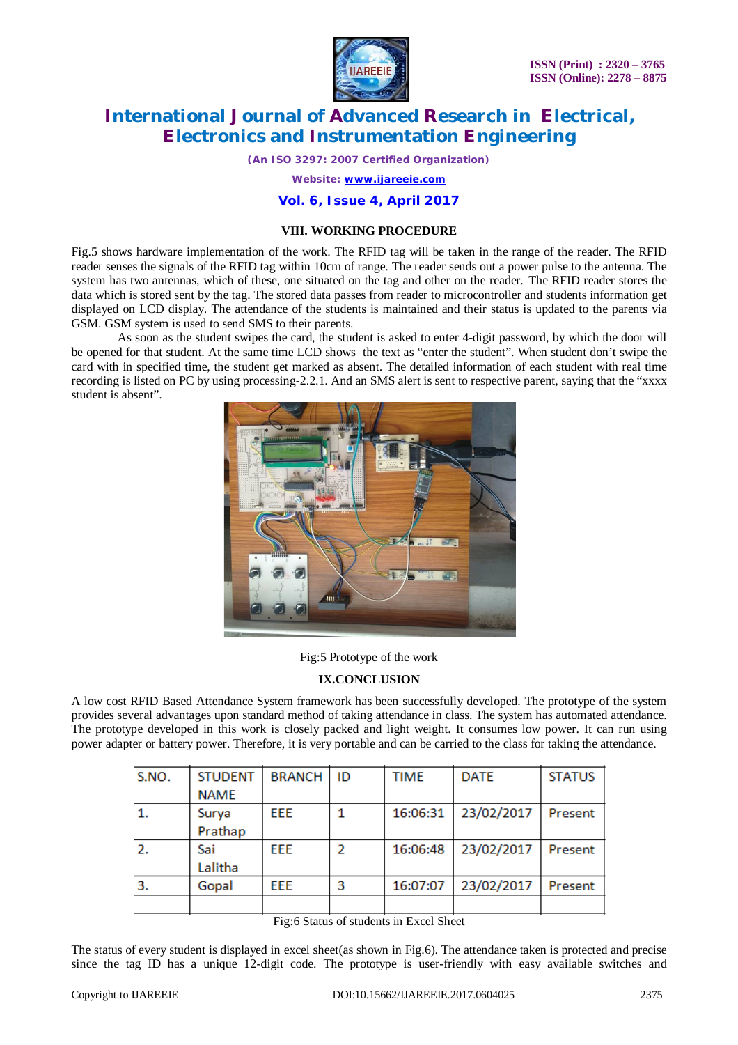### VIII. WORKING PROCEDURE

Fig.5 shows hardware implementation of the work. The RFID tag will be taken in the range of the reader. The RFID reader senses the signals of the RFID tag within 10cm of range. The reader sends out a power pulse to the antenna. The system has two antennas, which of these, one situated on the tag and other on the reader. The RFID reader stores the data which is stored sent by the tag. The stored data passes from reader to microcontroller and students information get displayed on LCD display. The attendance of the students is maintained and their status is updated to the parents via GSM. GSM system is used to send SMS to their parents.

As soon as the student swipes the card, the student is asked to enter 4-digit password, by which the door will be opened for that student. At the same time LCD shows the text as "enter the student". When student don't swipe the card with in specified time, the student get marked as absent. The detailed information of each student with real time recording is listed on PC by using processing-2.2.1. And an SMS alert is sent to respective parent, saying that the "xxxx student is absent".

Fig:5 Prototype of the work

### IX.CONCLUSION

A low cost RFID Based Attendance System framework has been successfully developed. The prototype of the system provides several advantages upon standard method of taking attendance in class. The system has automated attendance. The prototype developed in this work is closely packed and light weight. It consumes low power. It can run using power adapter or battery power. Therefore, it is very portable and can be carried to the class for taking the attendance.

| S.NO. | STUDENT NAME | BRANCH | ID | TIME | DATE | STATUS |
|---|---|---|---|---|---|---|
| 1. | Surya Prathap | EEE | 1 | 16:06:31 | 23/02/2017 | Present |
| 2. | Sai Lalitha | EEE | 2 | 16:06:48 | 23/02/2017 | Present |
| 3. | Gopal | EEE | 3 | 16:07:07 | 23/02/2017 | Present |
| | | | | | | |

Fig:6 Status of students in Excel Sheet

The status of every student is displayed in excel sheet(as shown in Fig.6). The attendance taken is protected and precise since the tag ID has a unique 12-digit code. The prototype is user-friendly with easy available switches and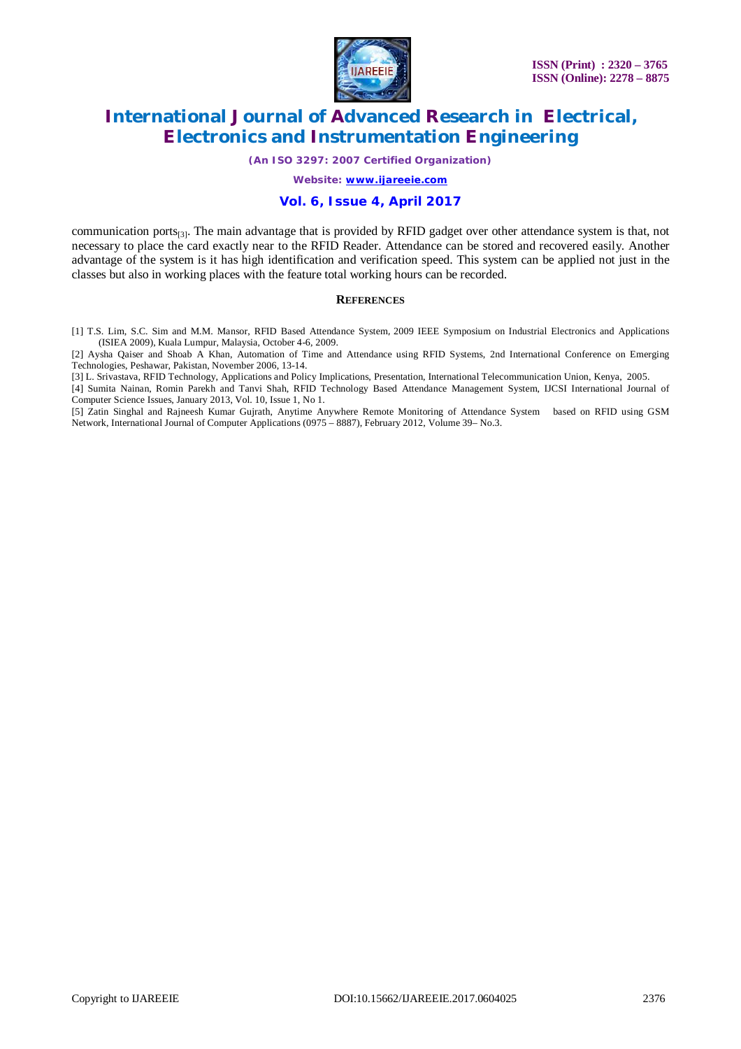communication ports[3]. The main advantage that is provided by RFID gadget over other attendance system is that, not necessary to place the card exactly near to the RFID Reader. Attendance can be stored and recovered easily. Another advantage of the system is it has high identification and verification speed. This system can be applied not just in the classes but also in working places with the feature total working hours can be recorded.

## REFERENCES

[1] T.S. Lim, S.C. Sim and M.M. Mansor, RFID Based Attendance System, 2009 IEEE Symposium on Industrial Electronics and Applications (ISIEA 2009), Kuala Lumpur, Malaysia, October 4-6, 2009.

[2] Aysha Qaiser and Shoab A Khan, Automation of Time and Attendance using RFID Systems, 2nd International Conference on Emerging Technologies, Peshawar, Pakistan, November 2006, 13-14.

[3] L. Srivastava, RFID Technology, Applications and Policy Implications, Presentation, International Telecommunication Union, Kenya, 2005.

[4] Sumita Nainan, Romin Parekh and Tanvi Shah, RFID Technology Based Attendance Management System, IJCSI International Journal of Computer Science Issues, January 2013, Vol. 10, Issue 1, No 1.

[5] Zatin Singhal and Rajneesh Kumar Gujrath, Anytime Anywhere Remote Monitoring of Attendance System based on RFID using GSM Network, International Journal of Computer Applications (0975 – 8887), February 2012, Volume 39– No.3.